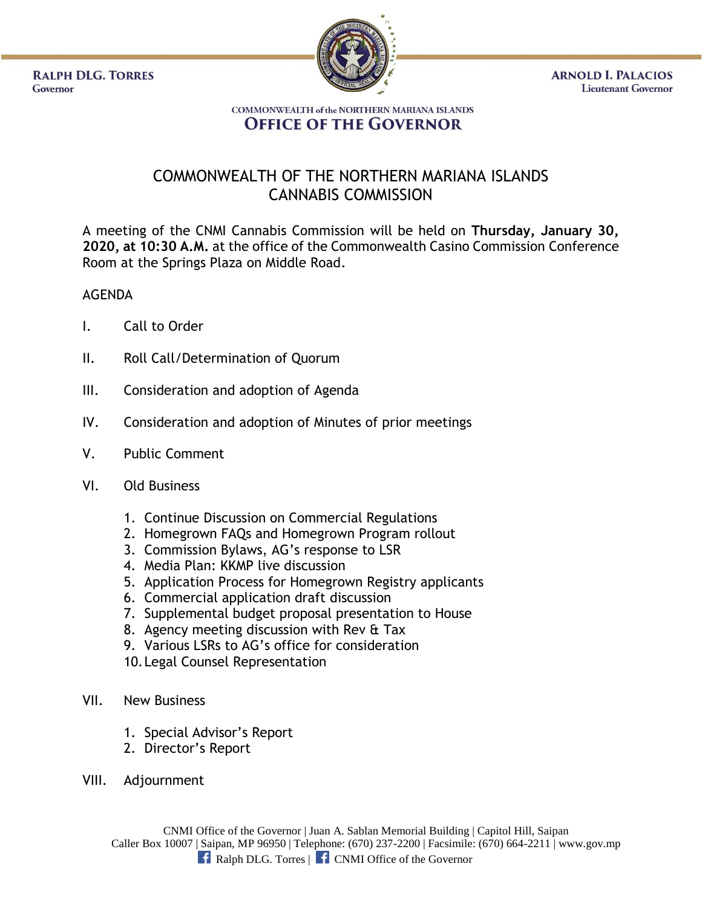RALPH DLG. TORRES
Governor

ARNOLD I. PALACIOS
Lieutenant Governor

COMMONWEALTH of the NORTHERN MARIANA ISLANDS
**OFFICE OF THE GOVERNOR**

# COMMONWEALTH OF THE NORTHERN MARIANA ISLANDS
# CANNABIS COMMISSION

A meeting of the CNMI Cannabis Commission will be held on **Thursday, January 30, 2020, at 10:30 A.M.** at the office of the Commonwealth Casino Commission Conference Room at the Springs Plaza on Middle Road.

AGENDA

I. Call to Order

II. Roll Call/Determination of Quorum

III. Consideration and adoption of Agenda

IV. Consideration and adoption of Minutes of prior meetings

V. Public Comment

VI. Old Business

1. Continue Discussion on Commercial Regulations
2. Homegrown FAQs and Homegrown Program rollout
3. Commission Bylaws, AG's response to LSR
4. Media Plan: KKMP live discussion
5. Application Process for Homegrown Registry applicants
6. Commercial application draft discussion
7. Supplemental budget proposal presentation to House
8. Agency meeting discussion with Rev & Tax
9. Various LSRs to AG's office for consideration
10. Legal Counsel Representation

VII. New Business

1. Special Advisor's Report
2. Director's Report

VIII. Adjournment

CNMI Office of the Governor | Juan A. Sablan Memorial Building | Capitol Hill, Saipan
Caller Box 10007 | Saipan, MP 96950 | Telephone: (670) 237-2200 | Facsimile: (670) 664-2211 | www.gov.mp
Ralph DLG. Torres | CNMI Office of the Governor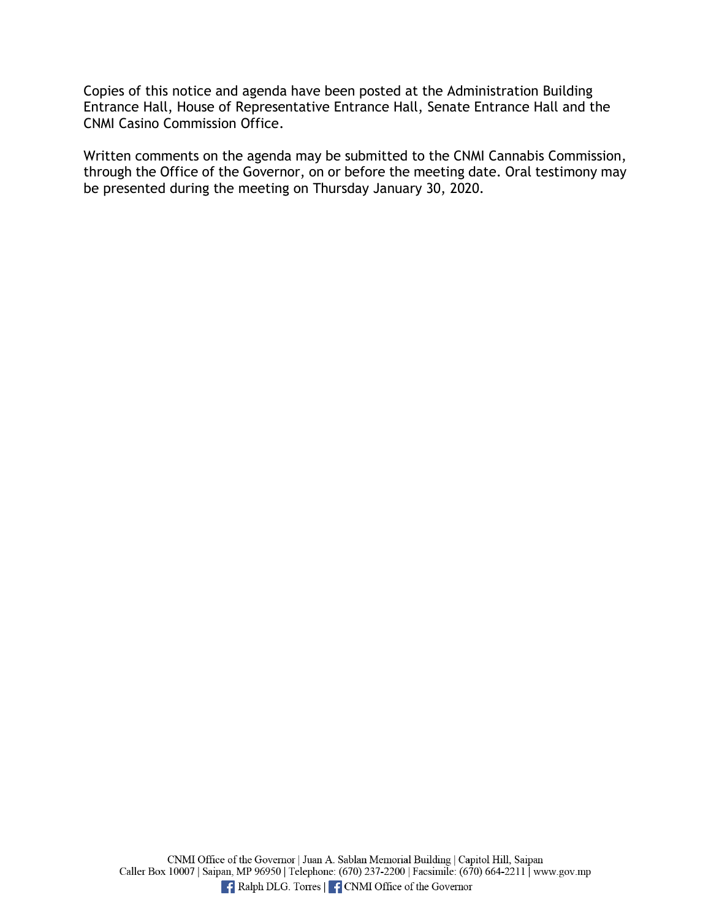Copies of this notice and agenda have been posted at the Administration Building Entrance Hall, House of Representative Entrance Hall, Senate Entrance Hall and the CNMI Casino Commission Office.

Written comments on the agenda may be submitted to the CNMI Cannabis Commission, through the Office of the Governor, on or before the meeting date. Oral testimony may be presented during the meeting on Thursday January 30, 2020.